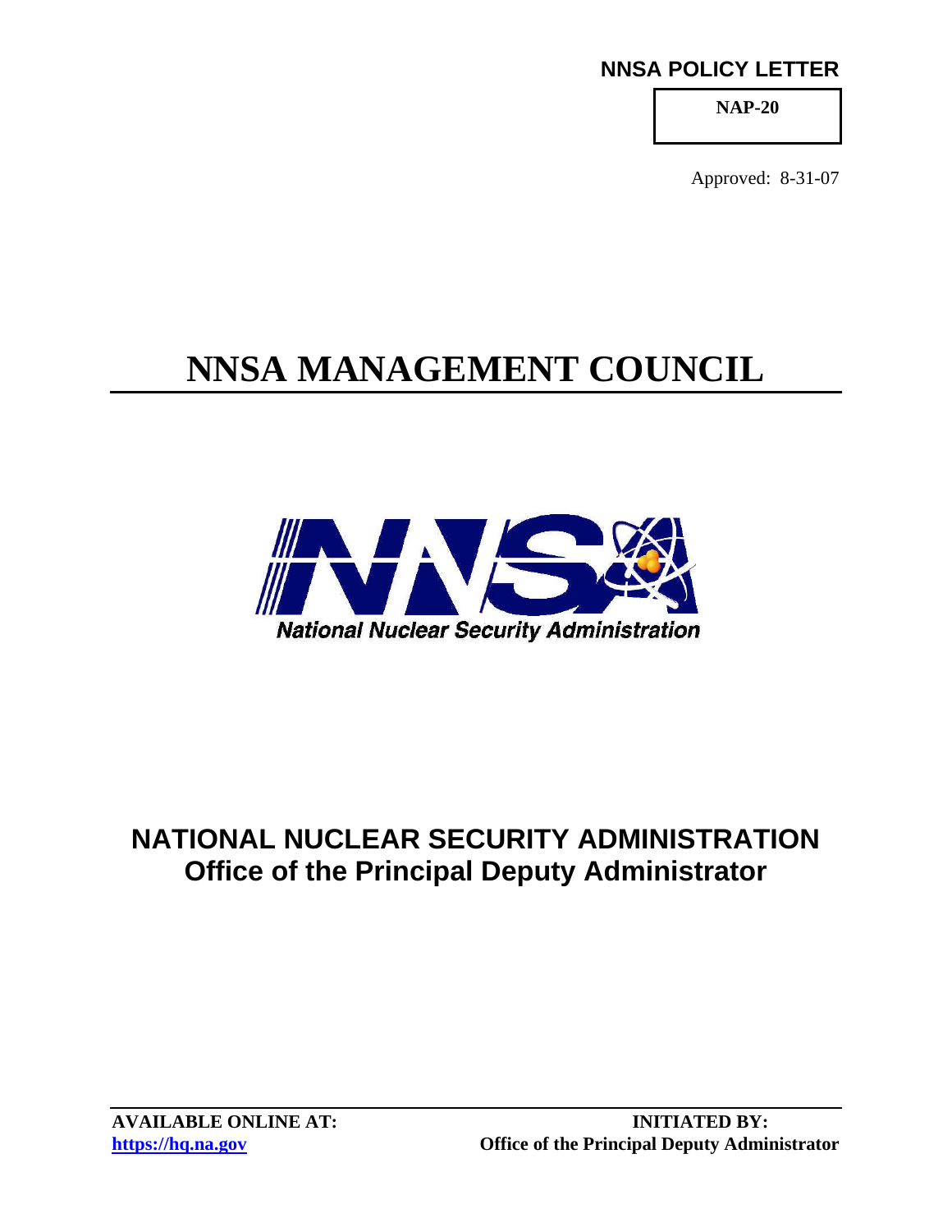**NNSA POLICY LETTER**

**NAP-20**

Approved: 8-31-07

# NNSA MANAGEMENT COUNCIL

*National Nuclear Security Administration*

## NATIONAL NUCLEAR SECURITY ADMINISTRATION
## Office of the Principal Deputy Administrator

**AVAILABLE ONLINE AT:**
**https://hq.na.gov**

**INITIATED BY:**
**Office of the Principal Deputy Administrator**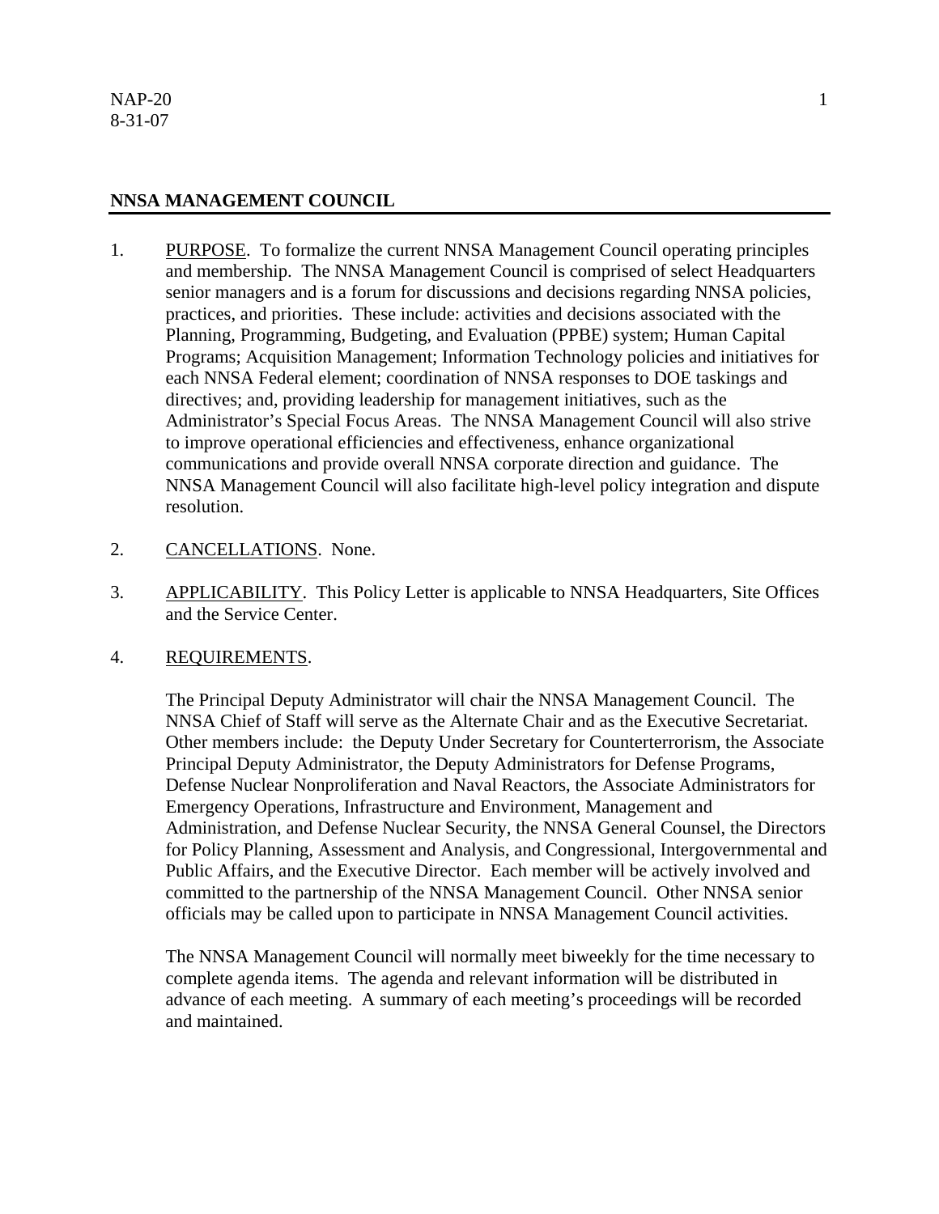NAP-20
8-31-07

## NNSA MANAGEMENT COUNCIL

1. PURPOSE. To formalize the current NNSA Management Council operating principles and membership. The NNSA Management Council is comprised of select Headquarters senior managers and is a forum for discussions and decisions regarding NNSA policies, practices, and priorities. These include: activities and decisions associated with the Planning, Programming, Budgeting, and Evaluation (PPBE) system; Human Capital Programs; Acquisition Management; Information Technology policies and initiatives for each NNSA Federal element; coordination of NNSA responses to DOE taskings and directives; and, providing leadership for management initiatives, such as the Administrator's Special Focus Areas. The NNSA Management Council will also strive to improve operational efficiencies and effectiveness, enhance organizational communications and provide overall NNSA corporate direction and guidance. The NNSA Management Council will also facilitate high-level policy integration and dispute resolution.

2. CANCELLATIONS. None.

3. APPLICABILITY. This Policy Letter is applicable to NNSA Headquarters, Site Offices and the Service Center.

4. REQUIREMENTS.

   The Principal Deputy Administrator will chair the NNSA Management Council. The NNSA Chief of Staff will serve as the Alternate Chair and as the Executive Secretariat. Other members include: the Deputy Under Secretary for Counterterrorism, the Associate Principal Deputy Administrator, the Deputy Administrators for Defense Programs, Defense Nuclear Nonproliferation and Naval Reactors, the Associate Administrators for Emergency Operations, Infrastructure and Environment, Management and Administration, and Defense Nuclear Security, the NNSA General Counsel, the Directors for Policy Planning, Assessment and Analysis, and Congressional, Intergovernmental and Public Affairs, and the Executive Director. Each member will be actively involved and committed to the partnership of the NNSA Management Council. Other NNSA senior officials may be called upon to participate in NNSA Management Council activities.

   The NNSA Management Council will normally meet biweekly for the time necessary to complete agenda items. The agenda and relevant information will be distributed in advance of each meeting. A summary of each meeting's proceedings will be recorded and maintained.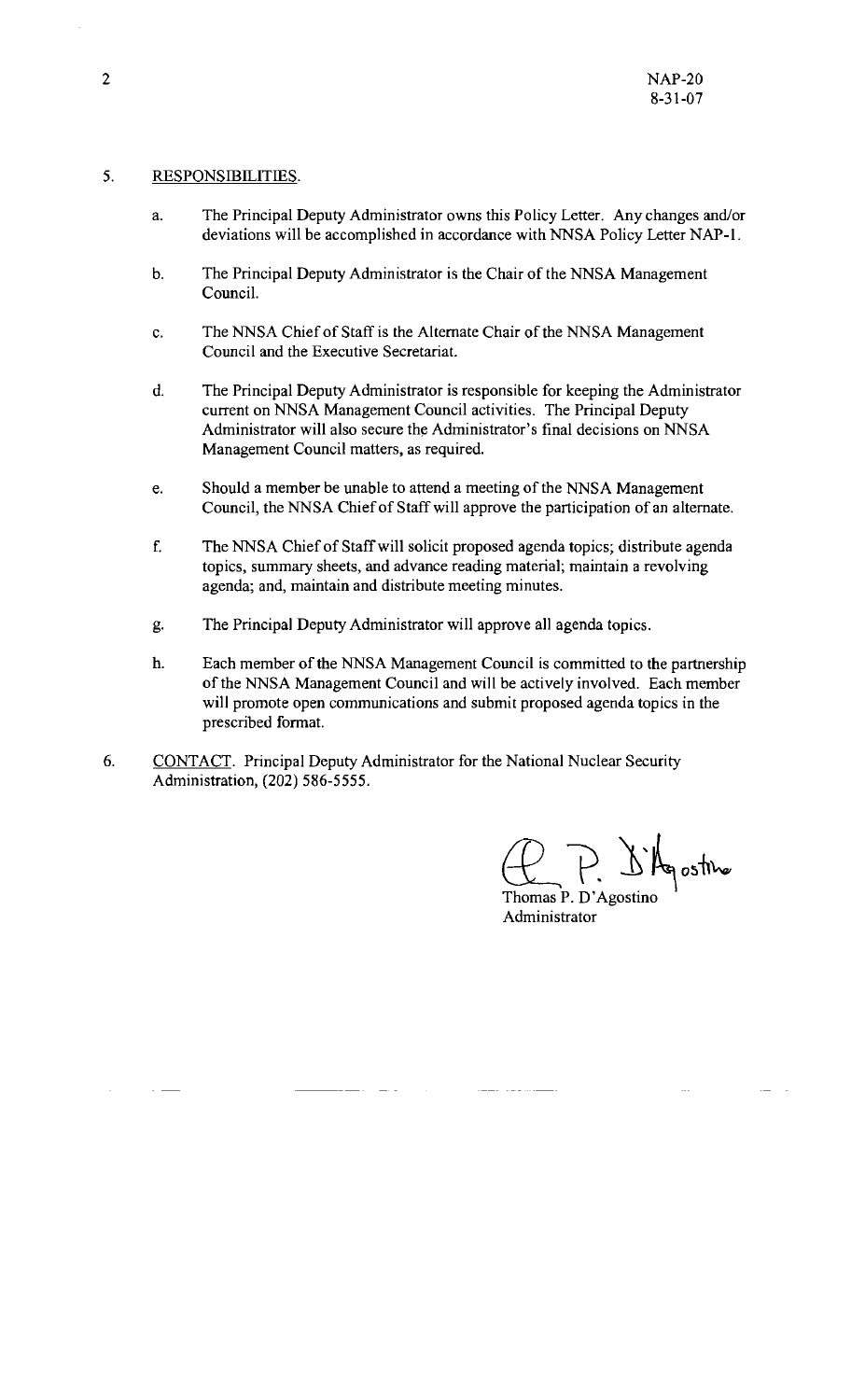5. RESPONSIBILITIES.

   a. The Principal Deputy Administrator owns this Policy Letter. Any changes and/or deviations will be accomplished in accordance with NNSA Policy Letter NAP-1.

   b. The Principal Deputy Administrator is the Chair of the NNSA Management Council.

   c. The NNSA Chief of Staff is the Alternate Chair of the NNSA Management Council and the Executive Secretariat.

   d. The Principal Deputy Administrator is responsible for keeping the Administrator current on NNSA Management Council activities. The Principal Deputy Administrator will also secure the Administrator's final decisions on NNSA Management Council matters, as required.

   e. Should a member be unable to attend a meeting of the NNSA Management Council, the NNSA Chief of Staff will approve the participation of an alternate.

   f. The NNSA Chief of Staff will solicit proposed agenda topics; distribute agenda topics, summary sheets, and advance reading material; maintain a revolving agenda; and, maintain and distribute meeting minutes.

   g. The Principal Deputy Administrator will approve all agenda topics.

   h. Each member of the NNSA Management Council is committed to the partnership of the NNSA Management Council and will be actively involved. Each member will promote open communications and submit proposed agenda topics in the prescribed format.

6. CONTACT. Principal Deputy Administrator for the National Nuclear Security Administration, (202) 586-5555.

Thomas P. D'Agostino
Administrator